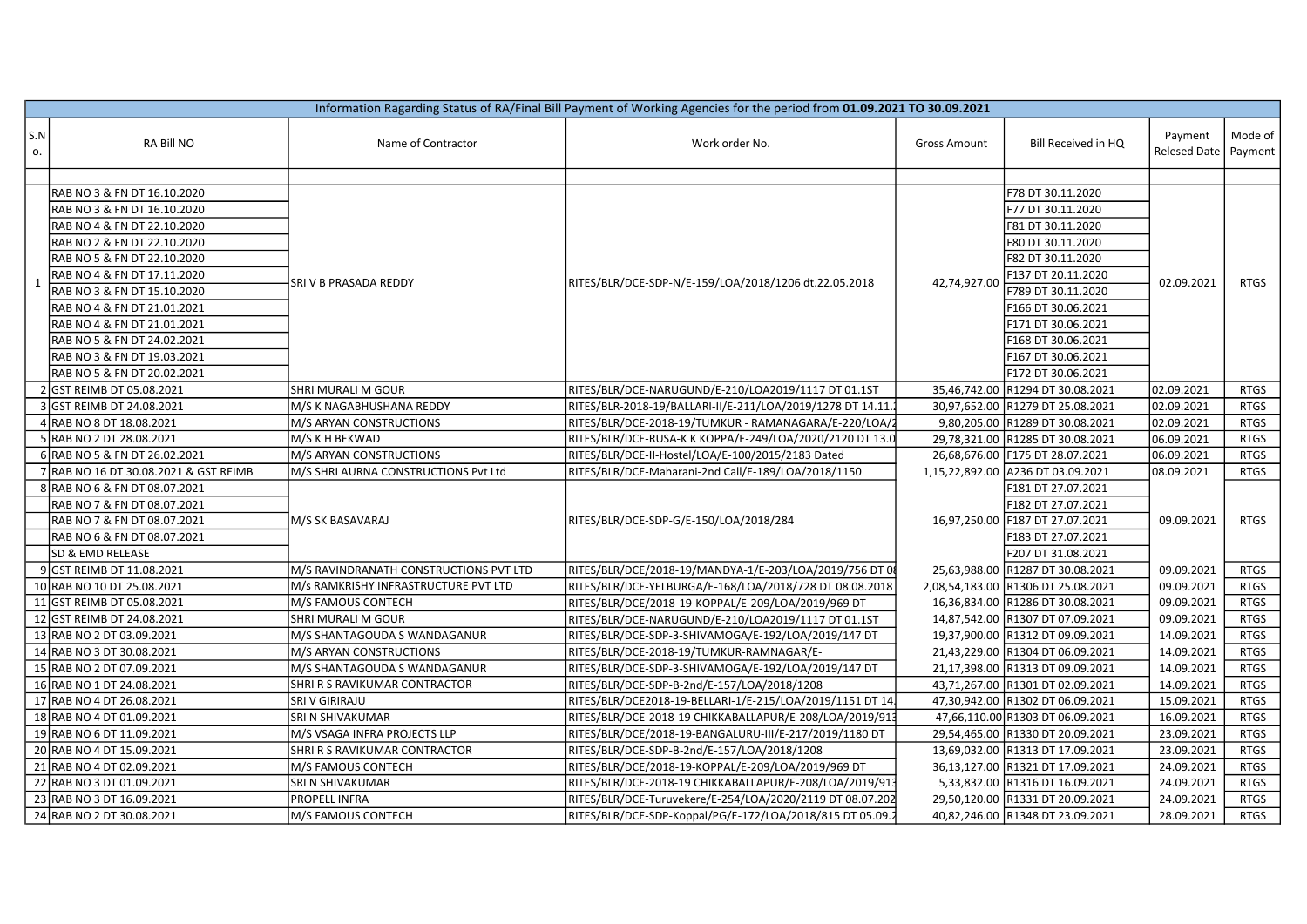| Information Ragarding Status of RA/Final Bill Payment of Working Agencies for the period from **01.09.2021 TO 30.09.2021** | | | | | | | |
|---|---|---|---|---|---|---|---|
| S.No. | RA Bill NO | Name of Contractor | Work order No. | Gross Amount | Bill Received in HQ | Payment Relesed Date | Mode of Payment |
| | | | | | | | |
| 1 | RAB NO 3 & FN DT 16.10.2020 | SRI V B PRASADA REDDY | RITES/BLR/DCE-SDP-N/E-159/LOA/2018/1206 dt.22.05.2018 | 42,74,927.00 | F78 DT 30.11.2020 | 02.09.2021 | RTGS |
| | RAB NO 3 & FN DT 16.10.2020 | | | | F77 DT 30.11.2020 | | |
| | RAB NO 4 & FN DT 22.10.2020 | | | | F81 DT 30.11.2020 | | |
| | RAB NO 2 & FN DT 22.10.2020 | | | | F80 DT 30.11.2020 | | |
| | RAB NO 5 & FN DT 22.10.2020 | | | | F82 DT 30.11.2020 | | |
| | RAB NO 4 & FN DT 17.11.2020 | | | | F137 DT 20.11.2020 | | |
| | RAB NO 3 & FN DT 15.10.2020 | | | | F789 DT 30.11.2020 | | |
| | RAB NO 4 & FN DT 21.01.2021 | | | | F166 DT 30.06.2021 | | |
| | RAB NO 4 & FN DT 21.01.2021 | | | | F171 DT 30.06.2021 | | |
| | RAB NO 5 & FN DT 24.02.2021 | | | | F168 DT 30.06.2021 | | |
| | RAB NO 3 & FN DT 19.03.2021 | | | | F167 DT 30.06.2021 | | |
| | RAB NO 5 & FN DT 20.02.2021 | | | | F172 DT 30.06.2021 | | |
| 2 | GST REIMB DT 05.08.2021 | SHRI MURALI M GOUR | RITES/BLR/DCE-NARUGUND/E-210/LOA2019/1117 DT 01.1ST | 35,46,742.00 | R1294 DT 30.08.2021 | 02.09.2021 | RTGS |
| 3 | GST REIMB DT 24.08.2021 | M/S K NAGABHUSHANA REDDY | RITES/BLR-2018-19/BALLARI-II/E-211/LOA/2019/1278 DT 14.11. | 30,97,652.00 | R1279 DT 25.08.2021 | 02.09.2021 | RTGS |
| 4 | RAB NO 8 DT 18.08.2021 | M/S ARYAN CONSTRUCTIONS | RITES/BLR/DCE-2018-19/TUMKUR - RAMANAGARA/E-220/LOA/2 | 9,80,205.00 | R1289 DT 30.08.2021 | 02.09.2021 | RTGS |
| 5 | RAB NO 2 DT 28.08.2021 | M/S K H BEKWAD | RITES/BLR/DCE-RUSA-K K KOPPA/E-249/LOA/2020/2120 DT 13.0 | 29,78,321.00 | R1285 DT 30.08.2021 | 06.09.2021 | RTGS |
| 6 | RAB NO 5 & FN DT 26.02.2021 | M/S ARYAN CONSTRUCTIONS | RITES/BLR/DCE-II-Hostel/LOA/E-100/2015/2183 Dated | 26,68,676.00 | F175 DT 28.07.2021 | 06.09.2021 | RTGS |
| 7 | RAB NO 16 DT 30.08.2021 & GST REIMB | M/S SHRI AURNA CONSTRUCTIONS Pvt Ltd | RITES/BLR/DCE-Maharani-2nd Call/E-189/LOA/2018/1150 | 1,15,22,892.00 | A236 DT 03.09.2021 | 08.09.2021 | RTGS |
| 8 | RAB NO 6 & FN DT 08.07.2021 | M/S SK BASAVARAJ | RITES/BLR/DCE-SDP-G/E-150/LOA/2018/284 | 16,97,250.00 | F181 DT 27.07.2021 | 09.09.2021 | RTGS |
| | RAB NO 7 & FN DT 08.07.2021 | | | | F182 DT 27.07.2021 | | |
| | RAB NO 7 & FN DT 08.07.2021 | | | | F187 DT 27.07.2021 | | |
| | RAB NO 6 & FN DT 08.07.2021 | | | | F183 DT 27.07.2021 | | |
| | SD & EMD RELEASE | | | | F207 DT 31.08.2021 | | |
| 9 | GST REIMB DT 11.08.2021 | M/S RAVINDRANATH CONSTRUCTIONS PVT LTD | RITES/BLR/DCE/2018-19/MANDYA-1/E-203/LOA/2019/756 DT 0 | 25,63,988.00 | R1287 DT 30.08.2021 | 09.09.2021 | RTGS |
| 10 | RAB NO 10 DT 25.08.2021 | M/s RAMKRISHY INFRASTRUCTURE PVT LTD | RITES/BLR/DCE-YELBURGA/E-168/LOA/2018/728 DT 08.08.2018 | 2,08,54,183.00 | R1306 DT 25.08.2021 | 09.09.2021 | RTGS |
| 11 | GST REIMB DT 05.08.2021 | M/S FAMOUS CONTECH | RITES/BLR/DCE/2018-19-KOPPAL/E-209/LOA/2019/969 DT | 16,36,834.00 | R1286 DT 30.08.2021 | 09.09.2021 | RTGS |
| 12 | GST REIMB DT 24.08.2021 | SHRI MURALI M GOUR | RITES/BLR/DCE-NARUGUND/E-210/LOA2019/1117 DT 01.1ST | 14,87,542.00 | R1307 DT 07.09.2021 | 09.09.2021 | RTGS |
| 13 | RAB NO 2 DT 03.09.2021 | M/S SHANTAGOUDA S WANDAGANUR | RITES/BLR/DCE-SDP-3-SHIVAMOGA/E-192/LOA/2019/147 DT | 19,37,900.00 | R1312 DT 09.09.2021 | 14.09.2021 | RTGS |
| 14 | RAB NO 3 DT 30.08.2021 | M/S ARYAN CONSTRUCTIONS | RITES/BLR/DCE-2018-19/TUMKUR-RAMNAGAR/E- | 21,43,229.00 | R1304 DT 06.09.2021 | 14.09.2021 | RTGS |
| 15 | RAB NO 2 DT 07.09.2021 | M/S SHANTAGOUDA S WANDAGANUR | RITES/BLR/DCE-SDP-3-SHIVAMOGA/E-192/LOA/2019/147 DT | 21,17,398.00 | R1313 DT 09.09.2021 | 14.09.2021 | RTGS |
| 16 | RAB NO 1 DT 24.08.2021 | SHRI R S RAVIKUMAR CONTRACTOR | RITES/BLR/DCE-SDP-B-2nd/E-157/LOA/2018/1208 | 43,71,267.00 | R1301 DT 02.09.2021 | 14.09.2021 | RTGS |
| 17 | RAB NO 4 DT 26.08.2021 | SRI V GIRIRAJU | RITES/BLR/DCE2018-19-BELLARI-1/E-215/LOA/2019/1151 DT 14 | 47,30,942.00 | R1302 DT 06.09.2021 | 15.09.2021 | RTGS |
| 18 | RAB NO 4 DT 01.09.2021 | SRI N SHIVAKUMAR | RITES/BLR/DCE-2018-19 CHIKKABALLAPUR/E-208/LOA/2019/91 | 47,66,110.00 | R1303 DT 06.09.2021 | 16.09.2021 | RTGS |
| 19 | RAB NO 6 DT 11.09.2021 | M/S VSAGA INFRA PROJECTS LLP | RITES/BLR/DCE/2018-19-BANGALURU-III/E-217/2019/1180 DT | 29,54,465.00 | R1330 DT 20.09.2021 | 23.09.2021 | RTGS |
| 20 | RAB NO 4 DT 15.09.2021 | SHRI R S RAVIKUMAR CONTRACTOR | RITES/BLR/DCE-SDP-B-2nd/E-157/LOA/2018/1208 | 13,69,032.00 | R1313 DT 17.09.2021 | 23.09.2021 | RTGS |
| 21 | RAB NO 4 DT 02.09.2021 | M/S FAMOUS CONTECH | RITES/BLR/DCE/2018-19-KOPPAL/E-209/LOA/2019/969 DT | 36,13,127.00 | R1321 DT 17.09.2021 | 24.09.2021 | RTGS |
| 22 | RAB NO 3 DT 01.09.2021 | SRI N SHIVAKUMAR | RITES/BLR/DCE-2018-19 CHIKKABALLAPUR/E-208/LOA/2019/91 | 5,33,832.00 | R1316 DT 16.09.2021 | 24.09.2021 | RTGS |
| 23 | RAB NO 3 DT 16.09.2021 | PROPELL INFRA | RITES/BLR/DCE-Turuvekere/E-254/LOA/2020/2119 DT 08.07.202 | 29,50,120.00 | R1331 DT 20.09.2021 | 24.09.2021 | RTGS |
| 24 | RAB NO 2 DT 30.08.2021 | M/S FAMOUS CONTECH | RITES/BLR/DCE-SDP-Koppal/PG/E-172/LOA/2018/815 DT 05.09. | 40,82,246.00 | R1348 DT 23.09.2021 | 28.09.2021 | RTGS |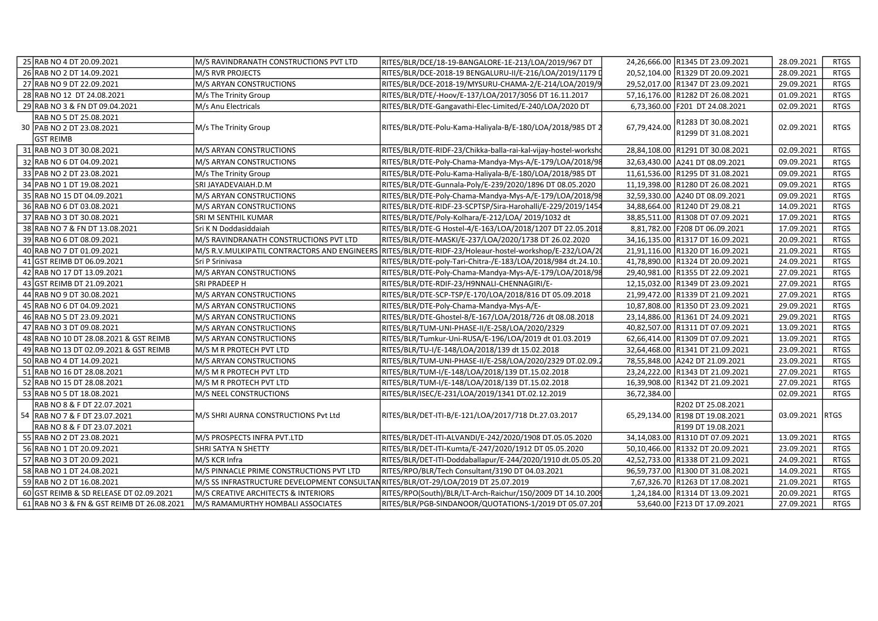| | | | | | | | |
|---|---|---|---|---|---|---|---|
| 25 | RAB NO 4 DT 20.09.2021 | M/S RAVINDRANATH CONSTRUCTIONS PVT LTD | RITES/BLR/DCE/18-19-BANGALORE-1E-213/LOA/2019/967 DT | 24,26,666.00 | R1345 DT 23.09.2021 | 28.09.2021 | RTGS |
| 26 | RAB NO 2 DT 14.09.2021 | M/S RVR PROJECTS | RITES/BLR/DCE-2018-19 BENGALURU-II/E-216/LOA/2019/1179 D | 20,52,104.00 | R1329 DT 20.09.2021 | 28.09.2021 | RTGS |
| 27 | RAB NO 9 DT 22.09.2021 | M/S ARYAN CONSTRUCTIONS | RITES/BLR/DCE-2018-19/MYSURU-CHAMA-2/E-214/LOA/2019/9 | 29,52,017.00 | R1347 DT 23.09.2021 | 29.09.2021 | RTGS |
| 28 | RAB NO 12 DT 24.08.2021 | M/s The Trinity Group | RITES/BLR/DTE/-Hoov/E-137/LOA/2017/3056 DT 16.11.2017 | 57,16,176.00 | R1282 DT 26.08.2021 | 01.09.2021 | RTGS |
| 29 | RAB NO 3 & FN DT 09.04.2021 | M/s Anu Electricals | RITES/BLR/DTE-Gangavathi-Elec-Limited/E-240/LOA/2020 DT | 6,73,360.00 | F201 DT 24.08.2021 | 02.09.2021 | RTGS |
| 30 | RAB NO 5 DT 25.08.2021<br>PAB NO 2 DT 23.08.2021<br>GST REIMB | M/s The Trinity Group | RITES/BLR/DTE-Polu-Kama-Haliyala-B/E-180/LOA/2018/985 DT 2 | 67,79,424.00 | R1283 DT 30.08.2021<br>R1299 DT 31.08.2021 | 02.09.2021 | RTGS |
| 31 | RAB NO 3 DT 30.08.2021 | M/S ARYAN CONSTRUCTIONS | RITES/BLR/DTE-RIDF-23/Chikka-balla-rai-kal-vijay-hostel-worksho | 28,84,108.00 | R1291 DT 30.08.2021 | 02.09.2021 | RTGS |
| 32 | RAB NO 6 DT 04.09.2021 | M/S ARYAN CONSTRUCTIONS | RITES/BLR/DTE-Poly-Chama-Mandya-Mys-A/E-179/LOA/2018/98 | 32,63,430.00 | A241 DT 08.09.2021 | 09.09.2021 | RTGS |
| 33 | PAB NO 2 DT 23.08.2021 | M/s The Trinity Group | RITES/BLR/DTE-Polu-Kama-Haliyala-B/E-180/LOA/2018/985 DT | 11,61,536.00 | R1295 DT 31.08.2021 | 09.09.2021 | RTGS |
| 34 | PAB NO 1 DT 19.08.2021 | SRI JAYADEVAIAH.D.M | RITES/BLR/DTE-Gunnala-Poly/E-239/2020/1896 DT 08.05.2020 | 11,19,398.00 | R1280 DT 26.08.2021 | 09.09.2021 | RTGS |
| 35 | RAB NO 15 DT 04.09.2021 | M/S ARYAN CONSTRUCTIONS | RITES/BLR/DTE-Poly-Chama-Mandya-Mys-A/E-179/LOA/2018/98 | 32,59,330.00 | A240 DT 08.09.2021 | 09.09.2021 | RTGS |
| 36 | RAB NO 6 DT 03.08.2021 | M/S ARYAN CONSTRUCTIONS | RITES/BLR/DTE-RIDF-23-SCPTSP/Sira-Harohalli/E-229/2019/1454 | 34,88,664.00 | R1240 DT 29.08.21 | 14.09.2021 | RTGS |
| 37 | RAB NO 3 DT 30.08.2021 | SRI M SENTHIL KUMAR | RITES/BLR/DTE/Poly-Kolhara/E-212/LOA/ 2019/1032 dt | 38,85,511.00 | R1308 DT 07.09.2021 | 17.09.2021 | RTGS |
| 38 | RAB NO 7 & FN DT 13.08.2021 | Sri K N Doddasiddaiah | RITES/BLR/DTE-G Hostel-4/E-163/LOA/2018/1207 DT 22.05.2018 | 8,81,782.00 | F208 DT 06.09.2021 | 17.09.2021 | RTGS |
| 39 | RAB NO 6 DT 08.09.2021 | M/S RAVINDRANATH CONSTRUCTIONS PVT LTD | RITES/BLR/DTE-MASKI/E-237/LOA/2020/1738 DT 26.02.2020 | 34,16,135.00 | R1317 DT 16.09.2021 | 20.09.2021 | RTGS |
| 40 | RAB NO 7 DT 01.09.2021 | M/S R.V.MULKIPATIL CONTRACTORS AND ENGINEERS | RITES/BLR/DTE-RIDF-23/Holeaur-hostel-workshop/E-232/LOA/20 | 21,91,116.00 | R1320 DT 16.09.2021 | 21.09.2021 | RTGS |
| 41 | GST REIMB DT 06.09.2021 | Sri P Srinivasa | RITES/BLR/DTE-poly-Tari-Chitra-/E-183/LOA/2018/984 dt.24.10. | 41,78,890.00 | R1324 DT 20.09.2021 | 24.09.2021 | RTGS |
| 42 | RAB NO 17 DT 13.09.2021 | M/S ARYAN CONSTRUCTIONS | RITES/BLR/DTE-Poly-Chama-Mandya-Mys-A/E-179/LOA/2018/98 | 29,40,981.00 | R1355 DT 22.09.2021 | 27.09.2021 | RTGS |
| 43 | GST REIMB DT 21.09.2021 | SRI PRADEEP H | RITES/BLR/DTE-RDIF-23/H9NNALI-CHENNAGIRI/E- | 12,15,032.00 | R1349 DT 23.09.2021 | 27.09.2021 | RTGS |
| 44 | RAB NO 9 DT 30.08.2021 | M/S ARYAN CONSTRUCTIONS | RITES/BLR/DTE-SCP-TSP/E-170/LOA/2018/816 DT 05.09.2018 | 21,99,472.00 | R1339 DT 21.09.2021 | 27.09.2021 | RTGS |
| 45 | RAB NO 6 DT 04.09.2021 | M/S ARYAN CONSTRUCTIONS | RITES/BLR/DTE-Poly-Chama-Mandya-Mys-A/E- | 10,87,808.00 | R1350 DT 23.09.2021 | 29.09.2021 | RTGS |
| 46 | RAB NO 5 DT 23.09.2021 | M/S ARYAN CONSTRUCTIONS | RITES/BLR/DTE-Ghostel-8/E-167/LOA/2018/726 dt 08.08.2018 | 23,14,886.00 | R1361 DT 24.09.2021 | 29.09.2021 | RTGS |
| 47 | RAB NO 3 DT 09.08.2021 | M/S ARYAN CONSTRUCTIONS | RITES/BLR/TUM-UNI-PHASE-II/E-258/LOA/2020/2329 | 40,82,507.00 | R1311 DT 07.09.2021 | 13.09.2021 | RTGS |
| 48 | RAB NO 10 DT 28.08.2021 & GST REIMB | M/S ARYAN CONSTRUCTIONS | RITES/BLR/Tumkur-Uni-RUSA/E-196/LOA/2019 dt 01.03.2019 | 62,66,414.00 | R1309 DT 07.09.2021 | 13.09.2021 | RTGS |
| 49 | RAB NO 13 DT 02.09.2021 & GST REIMB | M/S M R PROTECH PVT LTD | RITES/BLR/TU-I/E-148/LOA/2018/139 dt 15.02.2018 | 32,64,468.00 | R1341 DT 21.09.2021 | 23.09.2021 | RTGS |
| 50 | RAB NO 4 DT 14.09.2021 | M/S ARYAN CONSTRUCTIONS | RITES/BLR/TUM-UNI-PHASE-II/E-258/LOA/2020/2329 DT.02.09.2 | 78,55,848.00 | A242 DT 21.09.2021 | 23.09.2021 | RTGS |
| 51 | RAB NO 16 DT 28.08.2021 | M/S M R PROTECH PVT LTD | RITES/BLR/TUM-I/E-148/LOA/2018/139 DT.15.02.2018 | 23,24,222.00 | R1343 DT 21.09.2021 | 27.09.2021 | RTGS |
| 52 | RAB NO 15 DT 28.08.2021 | M/S M R PROTECH PVT LTD | RITES/BLR/TUM-I/E-148/LOA/2018/139 DT.15.02.2018 | 16,39,908.00 | R1342 DT 21.09.2021 | 27.09.2021 | RTGS |
| 53 | RAB NO 5 DT 18.08.2021 | M/S NEEL CONSTRUCTIONS | RITES/BLR/ISEC/E-231/LOA/2019/1341 DT.02.12.2019 | 36,72,384.00 | | 02.09.2021 | RTGS |
| 54 | RAB NO 8 & F DT 22.07.2021<br>RAB NO 7 & F DT 23.07.2021<br>RAB NO 8 & F DT 23.07.2021 | M/S SHRI AURNA CONSTRUCTIONS Pvt Ltd | RITES/BLR/DET-ITI-B/E-121/LOA/2017/718 Dt.27.03.2017 | 65,29,134.00 | R202 DT 25.08.2021<br>R198 DT 19.08.2021<br>R199 DT 19.08.2021 | 03.09.2021 | RTGS |
| 55 | RAB NO 2 DT 23.08.2021 | M/S PROSPECTS INFRA PVT.LTD | RITES/BLR/DET-ITI-ALVANDI/E-242/2020/1908 DT.05.05.2020 | 34,14,083.00 | R1310 DT 07.09.2021 | 13.09.2021 | RTGS |
| 56 | RAB NO 1 DT 20.09.2021 | SHRI SATYA N SHETTY | RITES/BLR/DET-ITI-Kumta/E-247/2020/1912 DT 05.05.2020 | 50,10,466.00 | R1332 DT 20.09.2021 | 23.09.2021 | RTGS |
| 57 | RAB NO 3 DT 20.09.2021 | M/S KCR Infra | RITES/BLR/DET-ITI-Doddaballapur/E-244/2020/1910 dt.05.05.20 | 42,52,733.00 | R1338 DT 21.09.2021 | 24.09.2021 | RTGS |
| 58 | RAB NO 1 DT 24.08.2021 | M/S PINNACLE PRIME CONSTRUCTIONS PVT LTD | RITES/RPO/BLR/Tech Consultant/3190 DT 04.03.2021 | 96,59,737.00 | R1300 DT 31.08.2021 | 14.09.2021 | RTGS |
| 59 | RAB NO 2 DT 16.08.2021 | M/S SS INFRASTRUCTURE DEVELOPMENT CONSULTAN | RITES/BLR/OT-29/LOA/2019 DT 25.07.2019 | 7,67,326.70 | R1263 DT 17.08.2021 | 21.09.2021 | RTGS |
| 60 | GST REIMB & SD RELEASE DT 02.09.2021 | M/S CREATIVE ARCHITECTS & INTERIORS | RITES/RPO(South)/BLR/LT-Arch-Raichur/150/2009 DT 14.10.2009 | 1,24,184.00 | R1314 DT 13.09.2021 | 20.09.2021 | RTGS |
| 61 | RAB NO 3 & FN & GST REIMB DT 26.08.2021 | M/S RAMAMURTHY HOMBALI ASSOCIATES | RITES/BLR/PGB-SINDANOOR/QUOTATIONS-1/2019 DT 05.07.201 | 53,640.00 | F213 DT 17.09.2021 | 27.09.2021 | RTGS |